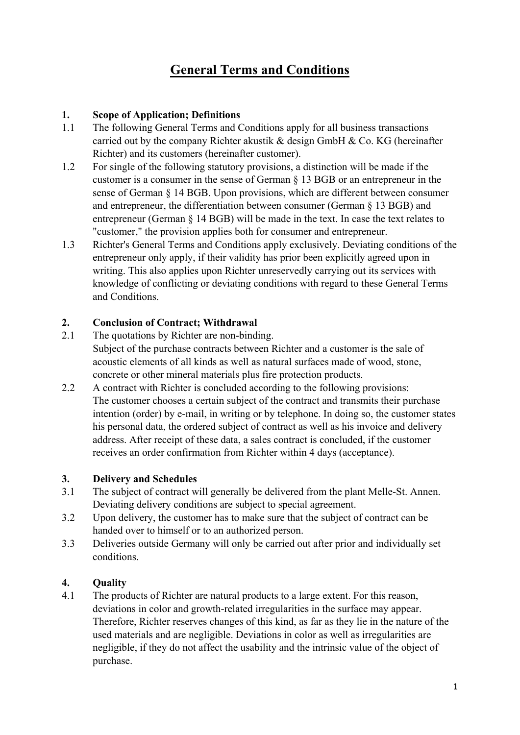# General Terms and Conditions

## 1. Scope of Application; Definitions

1.1 The following General Terms and Conditions apply for all business transactions carried out by the company Richter akustik & design GmbH & Co. KG (hereinafter Richter) and its customers (hereinafter customer).

1.2 For single of the following statutory provisions, a distinction will be made if the customer is a consumer in the sense of German § 13 BGB or an entrepreneur in the sense of German § 14 BGB. Upon provisions, which are different between consumer and entrepreneur, the differentiation between consumer (German § 13 BGB) and entrepreneur (German § 14 BGB) will be made in the text. In case the text relates to "customer," the provision applies both for consumer and entrepreneur.

1.3 Richter's General Terms and Conditions apply exclusively. Deviating conditions of the entrepreneur only apply, if their validity has prior been explicitly agreed upon in writing. This also applies upon Richter unreservedly carrying out its services with knowledge of conflicting or deviating conditions with regard to these General Terms and Conditions.

## 2. Conclusion of Contract; Withdrawal

2.1 The quotations by Richter are non-binding.
Subject of the purchase contracts between Richter and a customer is the sale of acoustic elements of all kinds as well as natural surfaces made of wood, stone, concrete or other mineral materials plus fire protection products.

2.2 A contract with Richter is concluded according to the following provisions:
The customer chooses a certain subject of the contract and transmits their purchase intention (order) by e-mail, in writing or by telephone. In doing so, the customer states his personal data, the ordered subject of contract as well as his invoice and delivery address. After receipt of these data, a sales contract is concluded, if the customer receives an order confirmation from Richter within 4 days (acceptance).

## 3. Delivery and Schedules

3.1 The subject of contract will generally be delivered from the plant Melle-St. Annen. Deviating delivery conditions are subject to special agreement.

3.2 Upon delivery, the customer has to make sure that the subject of contract can be handed over to himself or to an authorized person.

3.3 Deliveries outside Germany will only be carried out after prior and individually set conditions.

## 4. Quality

4.1 The products of Richter are natural products to a large extent. For this reason, deviations in color and growth-related irregularities in the surface may appear. Therefore, Richter reserves changes of this kind, as far as they lie in the nature of the used materials and are negligible. Deviations in color as well as irregularities are negligible, if they do not affect the usability and the intrinsic value of the object of purchase.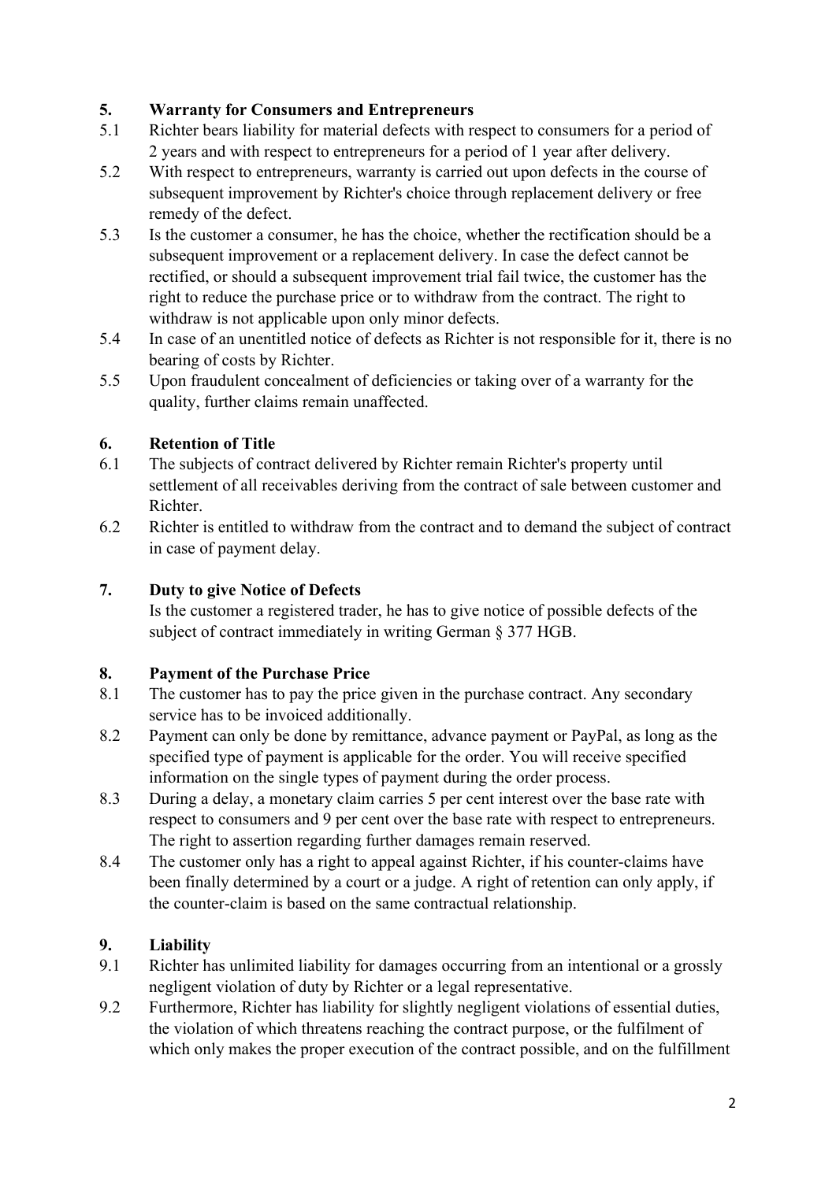## 5. Warranty for Consumers and Entrepreneurs

5.1 Richter bears liability for material defects with respect to consumers for a period of 2 years and with respect to entrepreneurs for a period of 1 year after delivery.

5.2 With respect to entrepreneurs, warranty is carried out upon defects in the course of subsequent improvement by Richter's choice through replacement delivery or free remedy of the defect.

5.3 Is the customer a consumer, he has the choice, whether the rectification should be a subsequent improvement or a replacement delivery. In case the defect cannot be rectified, or should a subsequent improvement trial fail twice, the customer has the right to reduce the purchase price or to withdraw from the contract. The right to withdraw is not applicable upon only minor defects.

5.4 In case of an unentitled notice of defects as Richter is not responsible for it, there is no bearing of costs by Richter.

5.5 Upon fraudulent concealment of deficiencies or taking over of a warranty for the quality, further claims remain unaffected.

## 6. Retention of Title

6.1 The subjects of contract delivered by Richter remain Richter's property until settlement of all receivables deriving from the contract of sale between customer and Richter.

6.2 Richter is entitled to withdraw from the contract and to demand the subject of contract in case of payment delay.

## 7. Duty to give Notice of Defects

Is the customer a registered trader, he has to give notice of possible defects of the subject of contract immediately in writing German § 377 HGB.

## 8. Payment of the Purchase Price

8.1 The customer has to pay the price given in the purchase contract. Any secondary service has to be invoiced additionally.

8.2 Payment can only be done by remittance, advance payment or PayPal, as long as the specified type of payment is applicable for the order. You will receive specified information on the single types of payment during the order process.

8.3 During a delay, a monetary claim carries 5 per cent interest over the base rate with respect to consumers and 9 per cent over the base rate with respect to entrepreneurs. The right to assertion regarding further damages remain reserved.

8.4 The customer only has a right to appeal against Richter, if his counter-claims have been finally determined by a court or a judge. A right of retention can only apply, if the counter-claim is based on the same contractual relationship.

## 9. Liability

9.1 Richter has unlimited liability for damages occurring from an intentional or a grossly negligent violation of duty by Richter or a legal representative.

9.2 Furthermore, Richter has liability for slightly negligent violations of essential duties, the violation of which threatens reaching the contract purpose, or the fulfilment of which only makes the proper execution of the contract possible, and on the fulfillment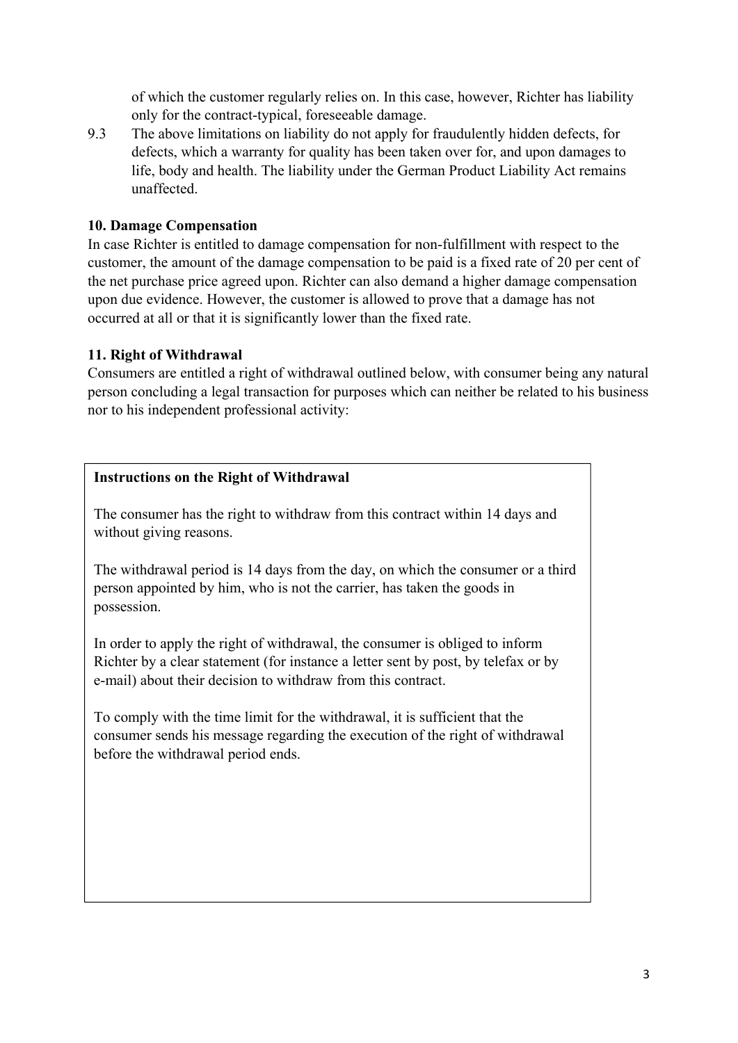of which the customer regularly relies on. In this case, however, Richter has liability only for the contract-typical, foreseeable damage.

9.3 The above limitations on liability do not apply for fraudulently hidden defects, for defects, which a warranty for quality has been taken over for, and upon damages to life, body and health. The liability under the German Product Liability Act remains unaffected.

**10. Damage Compensation**

In case Richter is entitled to damage compensation for non-fulfillment with respect to the customer, the amount of the damage compensation to be paid is a fixed rate of 20 per cent of the net purchase price agreed upon. Richter can also demand a higher damage compensation upon due evidence. However, the customer is allowed to prove that a damage has not occurred at all or that it is significantly lower than the fixed rate.

**11. Right of Withdrawal**

Consumers are entitled a right of withdrawal outlined below, with consumer being any natural person concluding a legal transaction for purposes which can neither be related to his business nor to his independent professional activity:

**Instructions on the Right of Withdrawal**

The consumer has the right to withdraw from this contract within 14 days and without giving reasons.

The withdrawal period is 14 days from the day, on which the consumer or a third person appointed by him, who is not the carrier, has taken the goods in possession.

In order to apply the right of withdrawal, the consumer is obliged to inform Richter by a clear statement (for instance a letter sent by post, by telefax or by e-mail) about their decision to withdraw from this contract.

To comply with the time limit for the withdrawal, it is sufficient that the consumer sends his message regarding the execution of the right of withdrawal before the withdrawal period ends.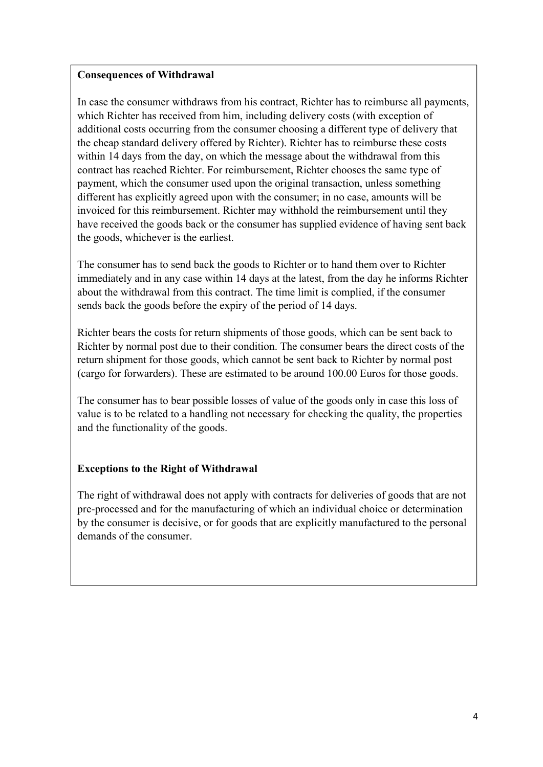**Consequences of Withdrawal**

In case the consumer withdraws from his contract, Richter has to reimburse all payments, which Richter has received from him, including delivery costs (with exception of additional costs occurring from the consumer choosing a different type of delivery that the cheap standard delivery offered by Richter). Richter has to reimburse these costs within 14 days from the day, on which the message about the withdrawal from this contract has reached Richter. For reimbursement, Richter chooses the same type of payment, which the consumer used upon the original transaction, unless something different has explicitly agreed upon with the consumer; in no case, amounts will be invoiced for this reimbursement. Richter may withhold the reimbursement until they have received the goods back or the consumer has supplied evidence of having sent back the goods, whichever is the earliest.

The consumer has to send back the goods to Richter or to hand them over to Richter immediately and in any case within 14 days at the latest, from the day he informs Richter about the withdrawal from this contract. The time limit is complied, if the consumer sends back the goods before the expiry of the period of 14 days.

Richter bears the costs for return shipments of those goods, which can be sent back to Richter by normal post due to their condition. The consumer bears the direct costs of the return shipment for those goods, which cannot be sent back to Richter by normal post (cargo for forwarders). These are estimated to be around 100.00 Euros for those goods.

The consumer has to bear possible losses of value of the goods only in case this loss of value is to be related to a handling not necessary for checking the quality, the properties and the functionality of the goods.

**Exceptions to the Right of Withdrawal**

The right of withdrawal does not apply with contracts for deliveries of goods that are not pre-processed and for the manufacturing of which an individual choice or determination by the consumer is decisive, or for goods that are explicitly manufactured to the personal demands of the consumer.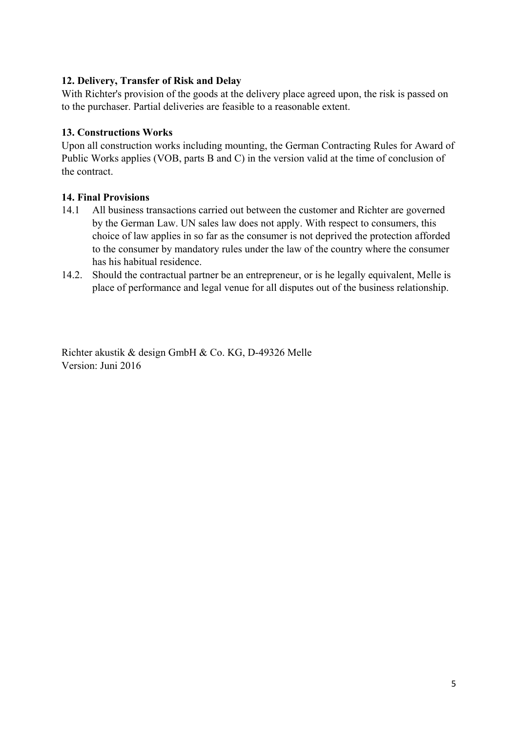**12. Delivery, Transfer of Risk and Delay**

With Richter's provision of the goods at the delivery place agreed upon, the risk is passed on to the purchaser. Partial deliveries are feasible to a reasonable extent.

**13. Constructions Works**

Upon all construction works including mounting, the German Contracting Rules for Award of Public Works applies (VOB, parts B and C) in the version valid at the time of conclusion of the contract.

**14. Final Provisions**

14.1 All business transactions carried out between the customer and Richter are governed by the German Law. UN sales law does not apply. With respect to consumers, this choice of law applies in so far as the consumer is not deprived the protection afforded to the consumer by mandatory rules under the law of the country where the consumer has his habitual residence.

14.2. Should the contractual partner be an entrepreneur, or is he legally equivalent, Melle is place of performance and legal venue for all disputes out of the business relationship.

Richter akustik & design GmbH & Co. KG, D-49326 Melle
Version: Juni 2016